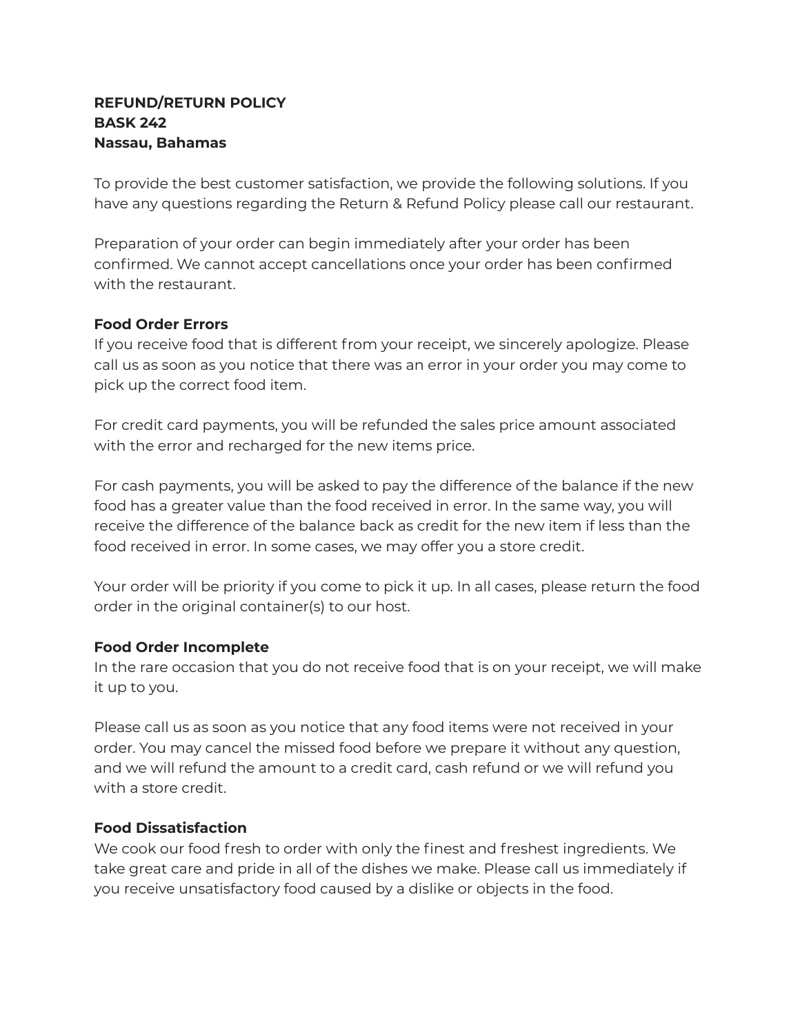**REFUND/RETURN POLICY**
**BASK 242**
**Nassau, Bahamas**

To provide the best customer satisfaction, we provide the following solutions. If you have any questions regarding the Return & Refund Policy please call our restaurant.

Preparation of your order can begin immediately after your order has been confirmed. We cannot accept cancellations once your order has been confirmed with the restaurant.

**Food Order Errors**

If you receive food that is different from your receipt, we sincerely apologize. Please call us as soon as you notice that there was an error in your order you may come to pick up the correct food item.

For credit card payments, you will be refunded the sales price amount associated with the error and recharged for the new items price.

For cash payments, you will be asked to pay the difference of the balance if the new food has a greater value than the food received in error. In the same way, you will receive the difference of the balance back as credit for the new item if less than the food received in error. In some cases, we may offer you a store credit.

Your order will be priority if you come to pick it up. In all cases, please return the food order in the original container(s) to our host.

**Food Order Incomplete**

In the rare occasion that you do not receive food that is on your receipt, we will make it up to you.

Please call us as soon as you notice that any food items were not received in your order. You may cancel the missed food before we prepare it without any question, and we will refund the amount to a credit card, cash refund or we will refund you with a store credit.

**Food Dissatisfaction**

We cook our food fresh to order with only the finest and freshest ingredients. We take great care and pride in all of the dishes we make. Please call us immediately if you receive unsatisfactory food caused by a dislike or objects in the food.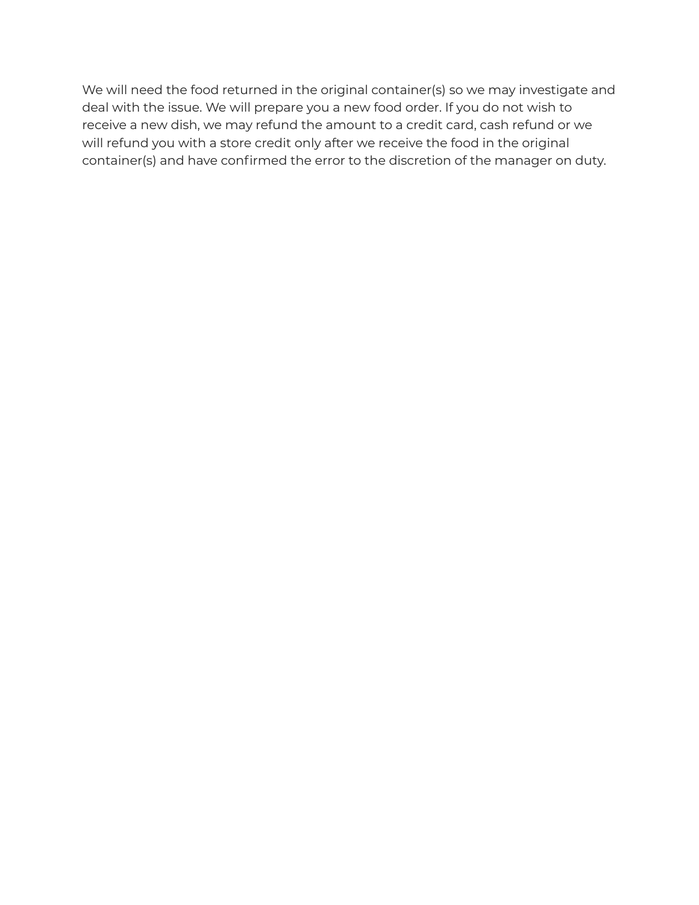We will need the food returned in the original container(s) so we may investigate and deal with the issue. We will prepare you a new food order. If you do not wish to receive a new dish, we may refund the amount to a credit card, cash refund or we will refund you with a store credit only after we receive the food in the original container(s) and have confirmed the error to the discretion of the manager on duty.